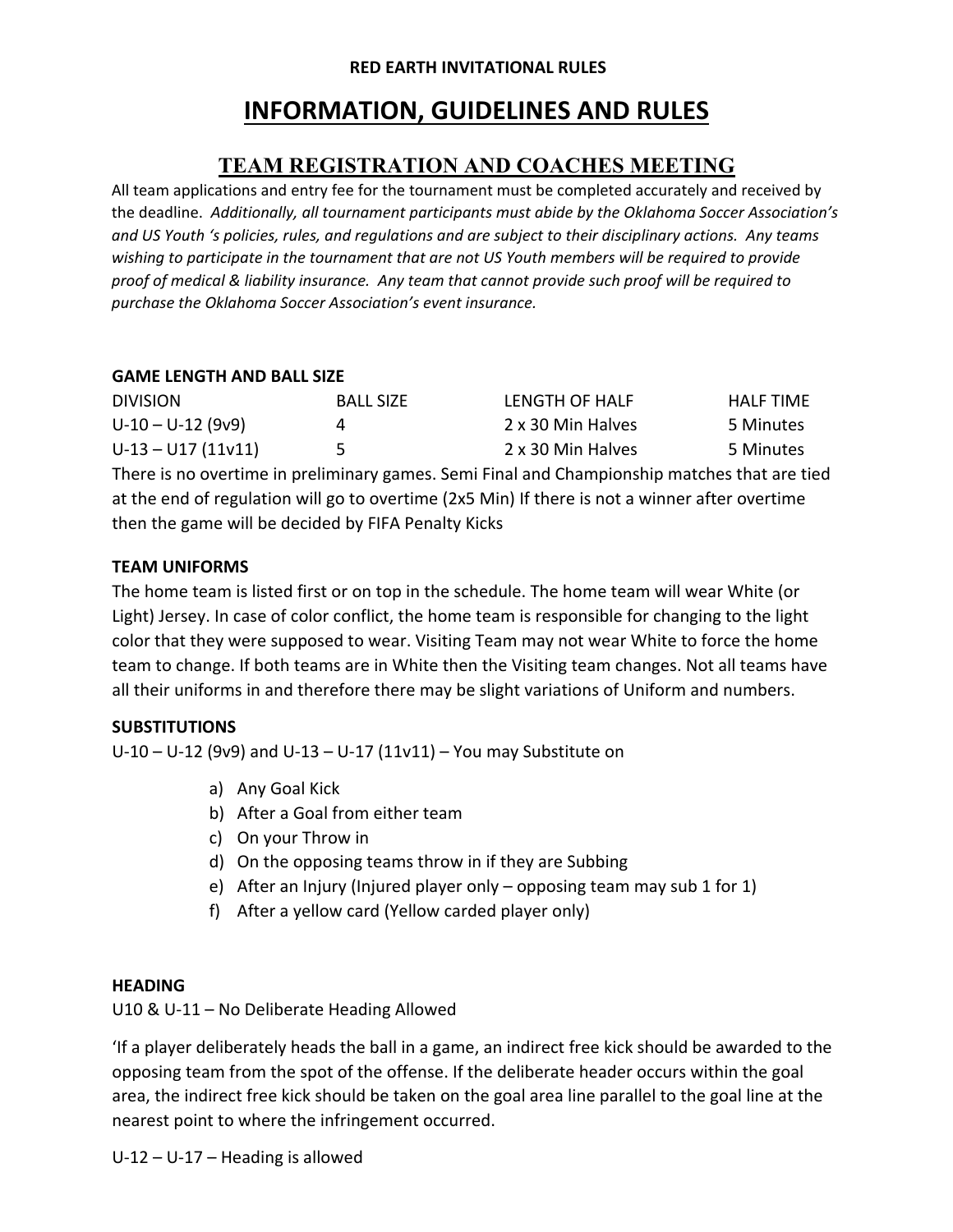**RED EARTH INVITATIONAL RULES**

# INFORMATION, GUIDELINES AND RULES

## TEAM REGISTRATION AND COACHES MEETING

All team applications and entry fee for the tournament must be completed accurately and received by the deadline. *Additionally, all tournament participants must abide by the Oklahoma Soccer Association's and US Youth 's policies, rules, and regulations and are subject to their disciplinary actions. Any teams wishing to participate in the tournament that are not US Youth members will be required to provide proof of medical & liability insurance. Any team that cannot provide such proof will be required to purchase the Oklahoma Soccer Association's event insurance.*

### GAME LENGTH AND BALL SIZE

| DIVISION | BALL SIZE | LENGTH OF HALF | HALF TIME |
|---|---|---|---|
| U-10 – U-12 (9v9) | 4 | 2 x 30 Min Halves | 5 Minutes |
| U-13 – U17 (11v11) | 5 | 2 x 30 Min Halves | 5 Minutes |

There is no overtime in preliminary games. Semi Final and Championship matches that are tied at the end of regulation will go to overtime (2x5 Min) If there is not a winner after overtime then the game will be decided by FIFA Penalty Kicks

### TEAM UNIFORMS

The home team is listed first or on top in the schedule. The home team will wear White (or Light) Jersey. In case of color conflict, the home team is responsible for changing to the light color that they were supposed to wear. Visiting Team may not wear White to force the home team to change. If both teams are in White then the Visiting team changes. Not all teams have all their uniforms in and therefore there may be slight variations of Uniform and numbers.

### SUBSTITUTIONS

U-10 – U-12 (9v9) and U-13 – U-17 (11v11) – You may Substitute on

a) Any Goal Kick
b) After a Goal from either team
c) On your Throw in
d) On the opposing teams throw in if they are Subbing
e) After an Injury (Injured player only – opposing team may sub 1 for 1)
f) After a yellow card (Yellow carded player only)

### HEADING

U10 & U-11 – No Deliberate Heading Allowed

'If a player deliberately heads the ball in a game, an indirect free kick should be awarded to the opposing team from the spot of the offense. If the deliberate header occurs within the goal area, the indirect free kick should be taken on the goal area line parallel to the goal line at the nearest point to where the infringement occurred.

U-12 – U-17 – Heading is allowed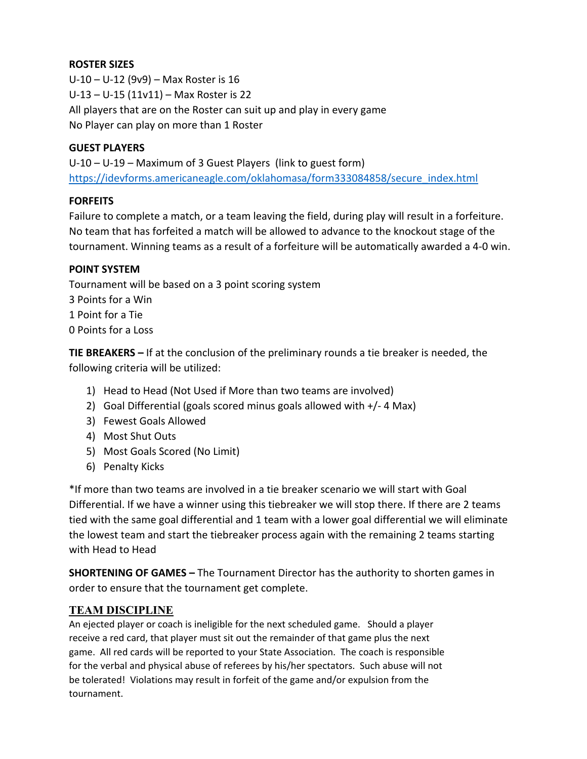**ROSTER SIZES**

U-10 – U-12 (9v9) – Max Roster is 16

U-13 – U-15 (11v11) – Max Roster is 22

All players that are on the Roster can suit up and play in every game

No Player can play on more than 1 Roster

**GUEST PLAYERS**

U-10 – U-19 – Maximum of 3 Guest Players (link to guest form)
https://idevforms.americaneagle.com/oklahomasa/form333084858/secure_index.html

**FORFEITS**

Failure to complete a match, or a team leaving the field, during play will result in a forfeiture. No team that has forfeited a match will be allowed to advance to the knockout stage of the tournament. Winning teams as a result of a forfeiture will be automatically awarded a 4-0 win.

**POINT SYSTEM**

Tournament will be based on a 3 point scoring system

3 Points for a Win

1 Point for a Tie

0 Points for a Loss

**TIE BREAKERS –** If at the conclusion of the preliminary rounds a tie breaker is needed, the following criteria will be utilized:

1) Head to Head (Not Used if More than two teams are involved)
2) Goal Differential (goals scored minus goals allowed with +/- 4 Max)
3) Fewest Goals Allowed
4) Most Shut Outs
5) Most Goals Scored (No Limit)
6) Penalty Kicks

*If more than two teams are involved in a tie breaker scenario we will start with Goal Differential. If we have a winner using this tiebreaker we will stop there. If there are 2 teams tied with the same goal differential and 1 team with a lower goal differential we will eliminate the lowest team and start the tiebreaker process again with the remaining 2 teams starting with Head to Head

**SHORTENING OF GAMES –** The Tournament Director has the authority to shorten games in order to ensure that the tournament get complete.

## TEAM DISCIPLINE

An ejected player or coach is ineligible for the next scheduled game. Should a player receive a red card, that player must sit out the remainder of that game plus the next game. All red cards will be reported to your State Association. The coach is responsible for the verbal and physical abuse of referees by his/her spectators. Such abuse will not be tolerated! Violations may result in forfeit of the game and/or expulsion from the tournament.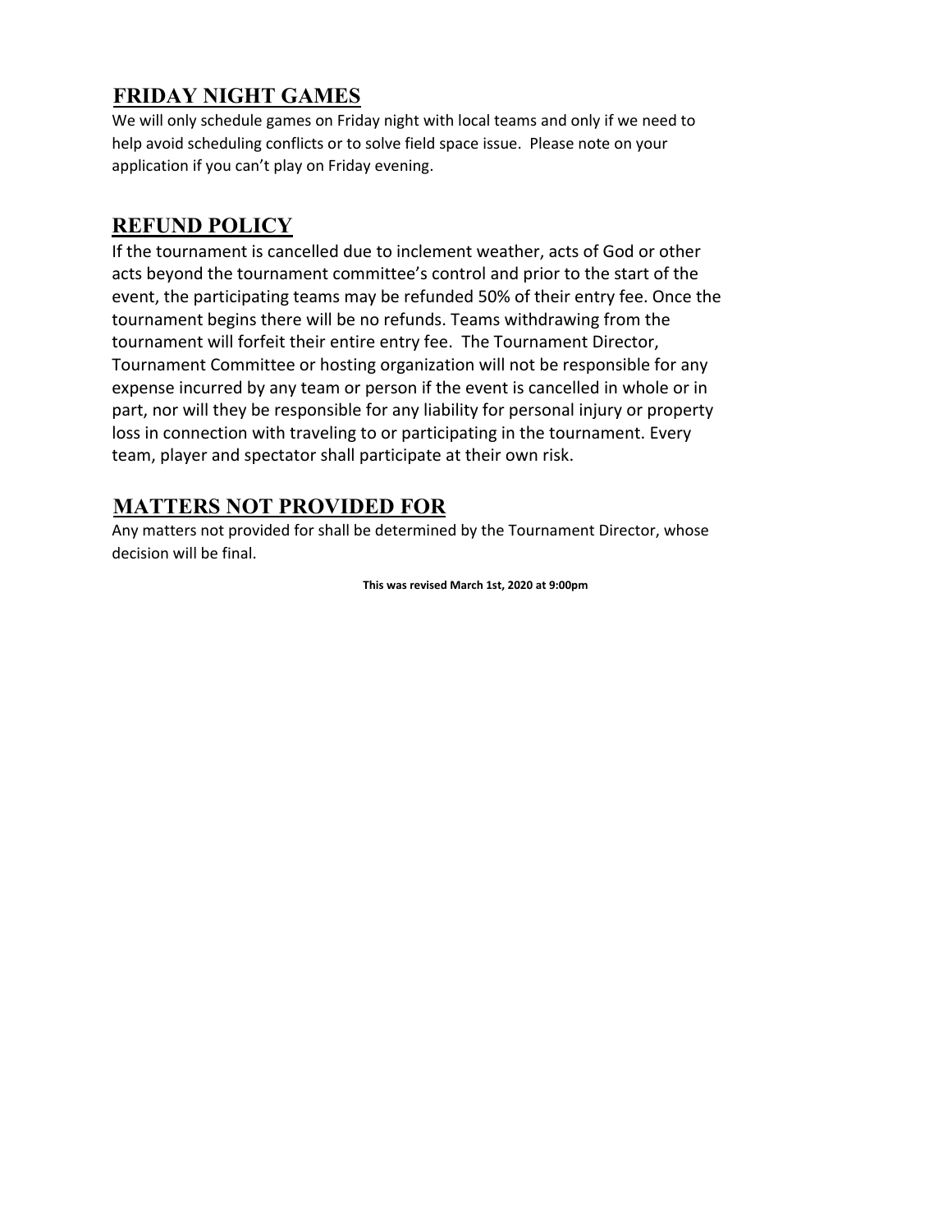## FRIDAY NIGHT GAMES

We will only schedule games on Friday night with local teams and only if we need to help avoid scheduling conflicts or to solve field space issue. Please note on your application if you can't play on Friday evening.

## REFUND POLICY

If the tournament is cancelled due to inclement weather, acts of God or other acts beyond the tournament committee's control and prior to the start of the event, the participating teams may be refunded 50% of their entry fee. Once the tournament begins there will be no refunds. Teams withdrawing from the tournament will forfeit their entire entry fee. The Tournament Director, Tournament Committee or hosting organization will not be responsible for any expense incurred by any team or person if the event is cancelled in whole or in part, nor will they be responsible for any liability for personal injury or property loss in connection with traveling to or participating in the tournament. Every team, player and spectator shall participate at their own risk.

## MATTERS NOT PROVIDED FOR

Any matters not provided for shall be determined by the Tournament Director, whose decision will be final.

**This was revised March 1st, 2020 at 9:00pm**